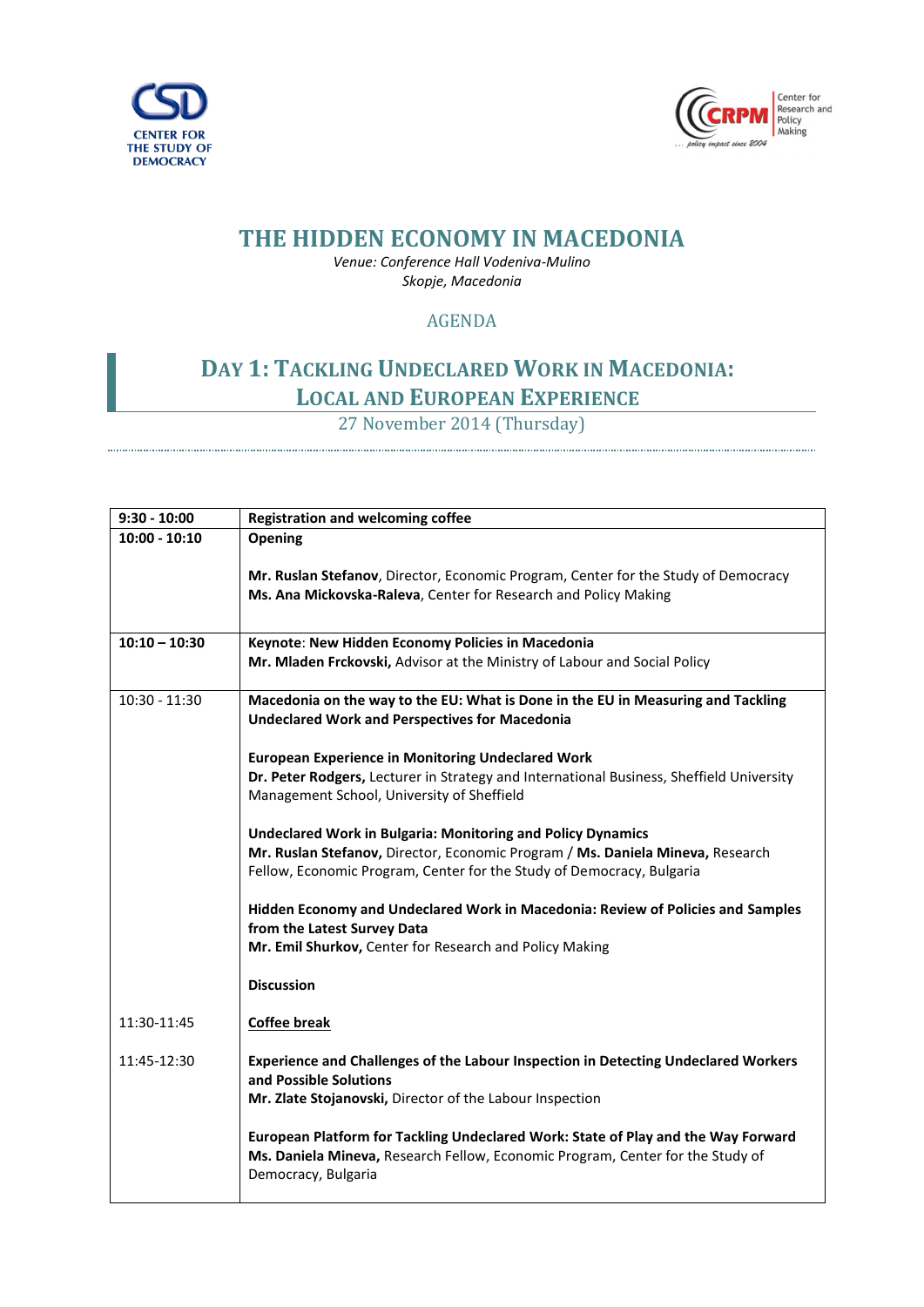CENTER FOR THE STUDY OF DEMOCRACY

CRPM Center for Research and Policy Making ... policy impact since 2004

# THE HIDDEN ECONOMY IN MACEDONIA

*Venue: Conference Hall Vodeniva-Mulino*
*Skopje, Macedonia*

AGENDA

## DAY 1: TACKLING UNDECLARED WORK IN MACEDONIA: LOCAL AND EUROPEAN EXPERIENCE

27 November 2014 (Thursday)

| **9:30 - 10:00** | **Registration and welcoming coffee** |
|---|---|
| **10:00 - 10:10** | **Opening**<br><br>**Mr. Ruslan Stefanov**, Director, Economic Program, Center for the Study of Democracy<br>**Ms. Ana Mickovska-Raleva**, Center for Research and Policy Making |
| **10:10 – 10:30** | **Keynote**: **New Hidden Economy Policies in Macedonia**<br>**Mr. Mladen Frckovski,** Advisor at the Ministry of Labour and Social Policy |
| 10:30 - 11:30 | **Macedonia on the way to the EU: What is Done in the EU in Measuring and Tackling Undeclared Work and Perspectives for Macedonia**<br><br>**European Experience in Monitoring Undeclared Work**<br>**Dr. Peter Rodgers,** Lecturer in Strategy and International Business, Sheffield University Management School, University of Sheffield<br><br>**Undeclared Work in Bulgaria: Monitoring and Policy Dynamics**<br>**Mr. Ruslan Stefanov,** Director, Economic Program / **Ms. Daniela Mineva,** Research Fellow, Economic Program, Center for the Study of Democracy, Bulgaria<br><br>**Hidden Economy and Undeclared Work in Macedonia: Review of Policies and Samples from the Latest Survey Data**<br>**Mr. Emil Shurkov,** Center for Research and Policy Making<br><br>**Discussion** |
| 11:30-11:45 | **Coffee break** |
| 11:45-12:30 | **Experience and Challenges of the Labour Inspection in Detecting Undeclared Workers and Possible Solutions**<br>**Mr. Zlate Stojanovski,** Director of the Labour Inspection<br><br>**European Platform for Tackling Undeclared Work: State of Play and the Way Forward**<br>**Ms. Daniela Mineva,** Research Fellow, Economic Program, Center for the Study of Democracy, Bulgaria |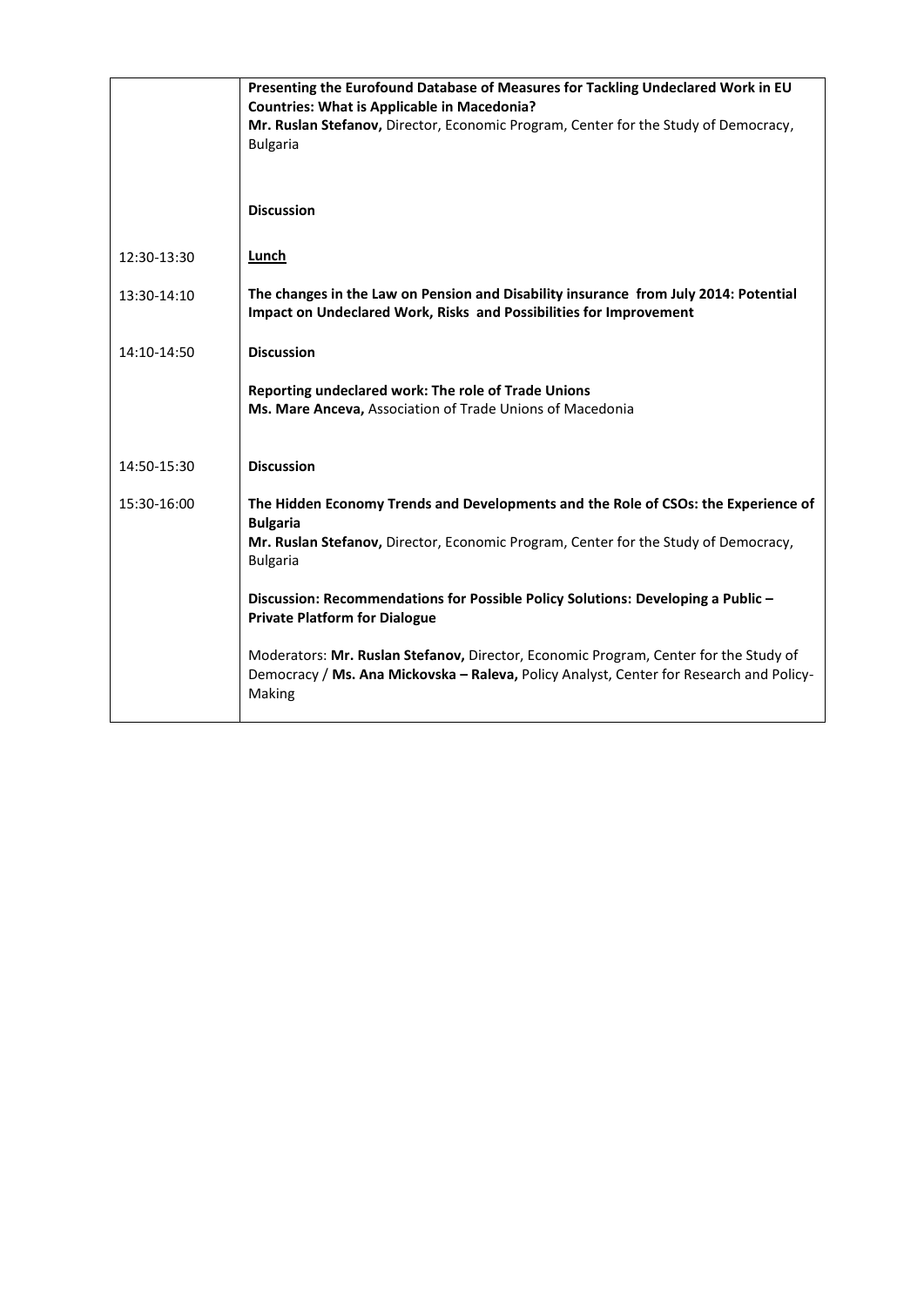| | |
|---|---|
| | **Presenting the Eurofound Database of Measures for Tackling Undeclared Work in EU Countries: What is Applicable in Macedonia?**<br>**Mr. Ruslan Stefanov,** Director, Economic Program, Center for the Study of Democracy, Bulgaria<br><br>**Discussion** |
| 12:30-13:30 | **Lunch** |
| 13:30-14:10 | **The changes in the Law on Pension and Disability insurance from July 2014: Potential Impact on Undeclared Work, Risks and Possibilities for Improvement** |
| 14:10-14:50 | **Discussion**<br><br>**Reporting undeclared work: The role of Trade Unions**<br>**Ms. Mare Anceva,** Association of Trade Unions of Macedonia |
| 14:50-15:30 | **Discussion** |
| 15:30-16:00 | **The Hidden Economy Trends and Developments and the Role of CSOs: the Experience of Bulgaria**<br>**Mr. Ruslan Stefanov,** Director, Economic Program, Center for the Study of Democracy, Bulgaria<br><br>**Discussion: Recommendations for Possible Policy Solutions: Developing a Public – Private Platform for Dialogue**<br><br>Moderators: **Mr. Ruslan Stefanov,** Director, Economic Program, Center for the Study of Democracy / **Ms. Ana Mickovska – Raleva,** Policy Analyst, Center for Research and Policy-Making |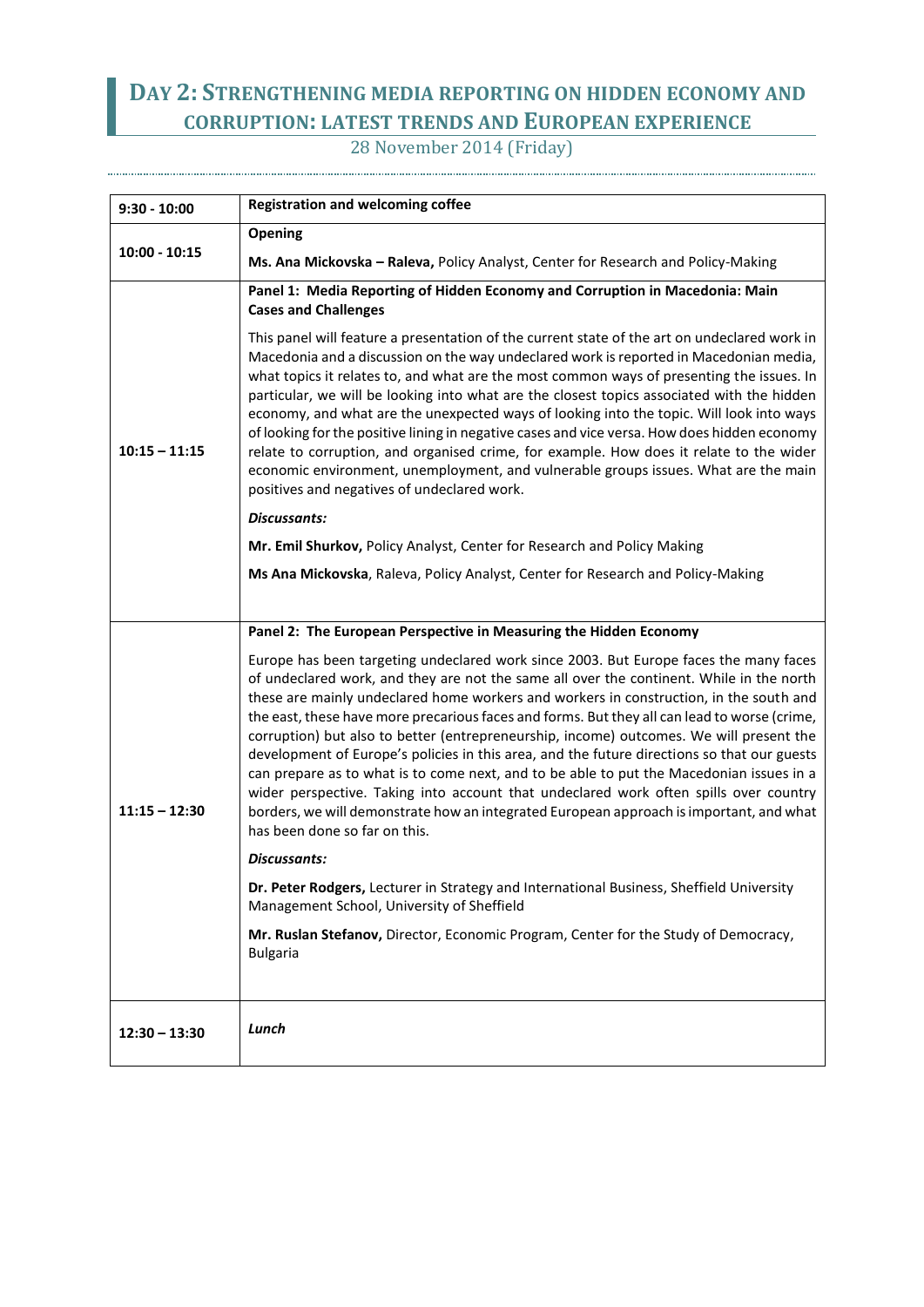# Day 2: Strengthening media reporting on hidden economy and corruption: latest trends and European experience

28 November 2014 (Friday)

| | |
|---|---|
| **9:30 - 10:00** | **Registration and welcoming coffee** |
| **10:00 - 10:15** | **Opening**<br><br>**Ms. Ana Mickovska – Raleva,** Policy Analyst, Center for Research and Policy-Making |
| **10:15 – 11:15** | **Panel 1: Media Reporting of Hidden Economy and Corruption in Macedonia: Main Cases and Challenges**<br><br>This panel will feature a presentation of the current state of the art on undeclared work in Macedonia and a discussion on the way undeclared work is reported in Macedonian media, what topics it relates to, and what are the most common ways of presenting the issues. In particular, we will be looking into what are the closest topics associated with the hidden economy, and what are the unexpected ways of looking into the topic. Will look into ways of looking for the positive lining in negative cases and vice versa. How does hidden economy relate to corruption, and organised crime, for example. How does it relate to the wider economic environment, unemployment, and vulnerable groups issues. What are the main positives and negatives of undeclared work.<br><br>***Discussants:***<br><br>**Mr. Emil Shurkov,** Policy Analyst, Center for Research and Policy Making<br><br>**Ms Ana Mickovska**, Raleva, Policy Analyst, Center for Research and Policy-Making |
| **11:15 – 12:30** | **Panel 2: The European Perspective in Measuring the Hidden Economy**<br><br>Europe has been targeting undeclared work since 2003. But Europe faces the many faces of undeclared work, and they are not the same all over the continent. While in the north these are mainly undeclared home workers and workers in construction, in the south and the east, these have more precarious faces and forms. But they all can lead to worse (crime, corruption) but also to better (entrepreneurship, income) outcomes. We will present the development of Europe's policies in this area, and the future directions so that our guests can prepare as to what is to come next, and to be able to put the Macedonian issues in a wider perspective. Taking into account that undeclared work often spills over country borders, we will demonstrate how an integrated European approach is important, and what has been done so far on this.<br><br>***Discussants:***<br><br>**Dr. Peter Rodgers,** Lecturer in Strategy and International Business, Sheffield University Management School, University of Sheffield<br><br>**Mr. Ruslan Stefanov,** Director, Economic Program, Center for the Study of Democracy, Bulgaria |
| **12:30 – 13:30** | ***Lunch*** |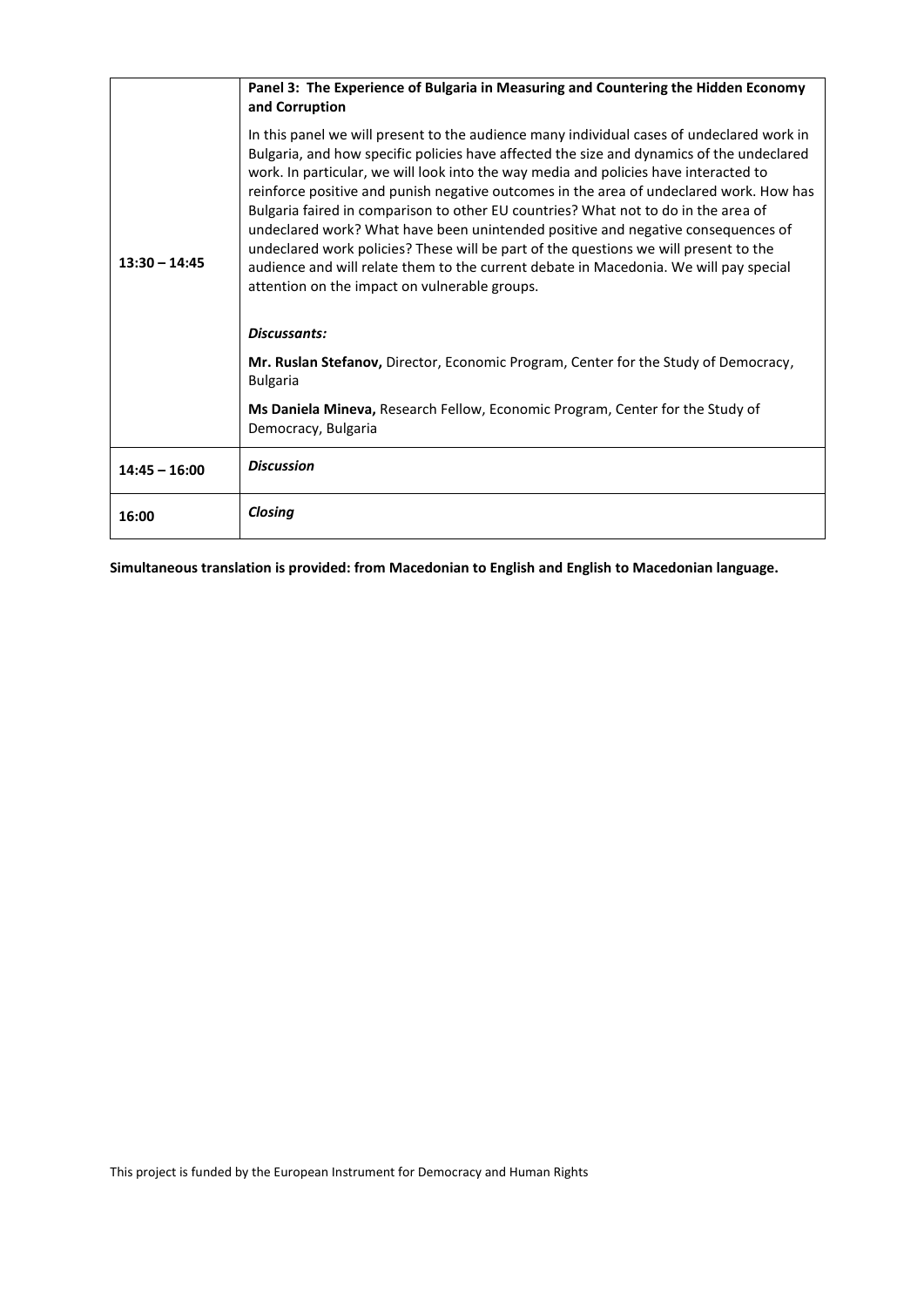| | |
|---|---|
| **13:30 – 14:45** | **Panel 3: The Experience of Bulgaria in Measuring and Countering the Hidden Economy and Corruption**<br><br>In this panel we will present to the audience many individual cases of undeclared work in Bulgaria, and how specific policies have affected the size and dynamics of the undeclared work. In particular, we will look into the way media and policies have interacted to reinforce positive and punish negative outcomes in the area of undeclared work. How has Bulgaria faired in comparison to other EU countries? What not to do in the area of undeclared work? What have been unintended positive and negative consequences of undeclared work policies? These will be part of the questions we will present to the audience and will relate them to the current debate in Macedonia. We will pay special attention on the impact on vulnerable groups.<br><br>***Discussants:***<br><br>**Mr. Ruslan Stefanov,** Director, Economic Program, Center for the Study of Democracy, Bulgaria<br><br>**Ms Daniela Mineva,** Research Fellow, Economic Program, Center for the Study of Democracy, Bulgaria |
| **14:45 – 16:00** | ***Discussion*** |
| **16:00** | ***Closing*** |

**Simultaneous translation is provided: from Macedonian to English and English to Macedonian language.**

This project is funded by the European Instrument for Democracy and Human Rights